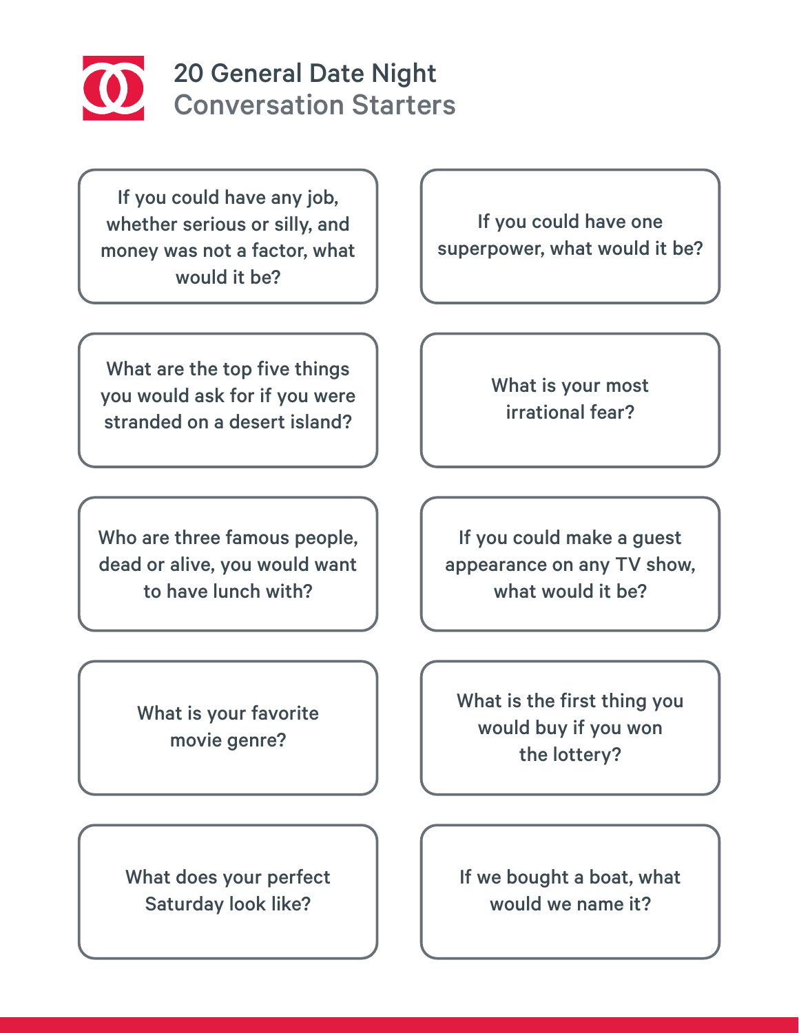# 20 General Date Night Conversation Starters

- If you could have any job, whether serious or silly, and money was not a factor, what would it be?
- If you could have one superpower, what would it be?
- What are the top five things you would ask for if you were stranded on a desert island?
- What is your most irrational fear?
- Who are three famous people, dead or alive, you would want to have lunch with?
- If you could make a guest appearance on any TV show, what would it be?
- What is your favorite movie genre?
- What is the first thing you would buy if you won the lottery?
- What does your perfect Saturday look like?
- If we bought a boat, what would we name it?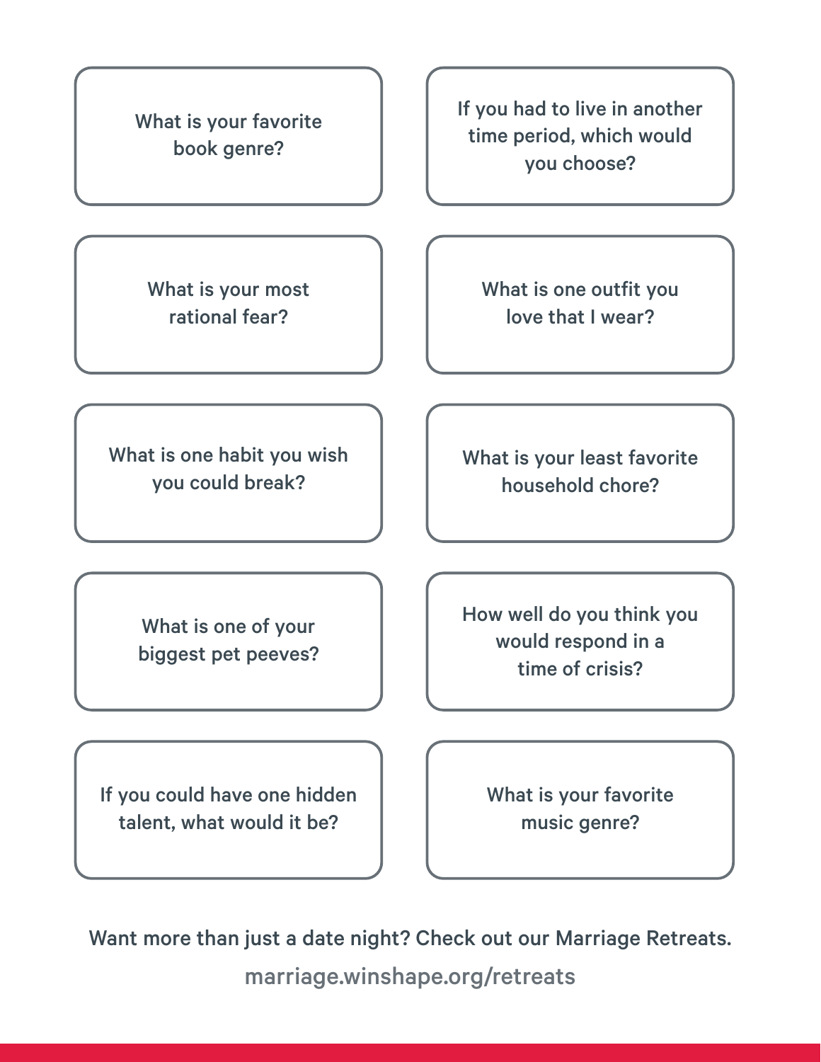What is your favorite book genre?

If you had to live in another time period, which would you choose?

What is your most rational fear?

What is one outfit you love that I wear?

What is one habit you wish you could break?

What is your least favorite household chore?

What is one of your biggest pet peeves?

How well do you think you would respond in a time of crisis?

If you could have one hidden talent, what would it be?

What is your favorite music genre?

Want more than just a date night? Check out our Marriage Retreats.

marriage.winshape.org/retreats